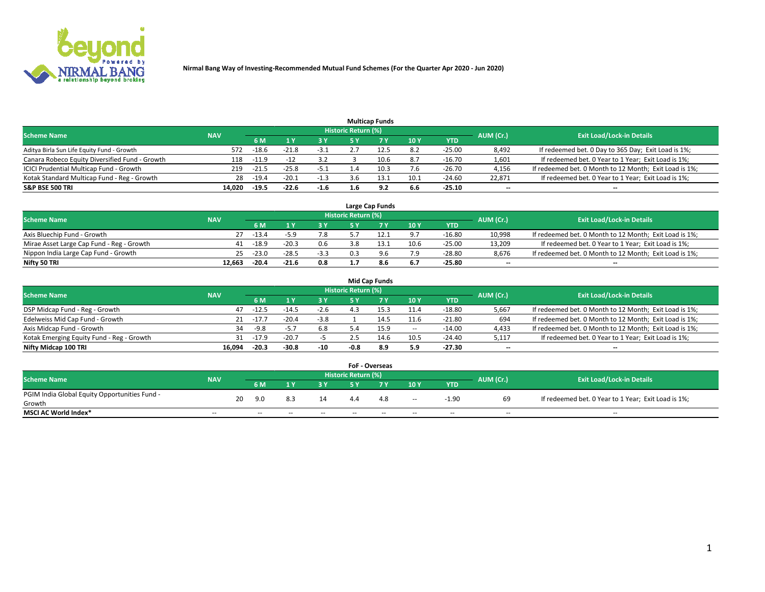**Nirmal Bang Way of Investing-Recommended Mutual Fund Schemes (For the Quarter Apr 2020 - Jun 2020)**

### Multicap Funds

| Scheme Name | NAV | Historic Return (%) | | | | | | | AUM (Cr.) | Exit Load/Lock-in Details |
|---|---|---|---|---|---|---|---|---|---|---|
| | | 6 M | 1 Y | 3 Y | 5 Y | 7 Y | 10 Y | YTD | | |
| Aditya Birla Sun Life Equity Fund - Growth | 572 | -18.6 | -21.8 | -3.1 | 2.7 | 12.5 | 8.2 | -25.00 | 8,492 | If redeemed bet. 0 Day to 365 Day; Exit Load is 1%; |
| Canara Robeco Equity Diversified Fund - Growth | 118 | -11.9 | -12 | 3.2 | 3 | 10.6 | 8.7 | -16.70 | 1,601 | If redeemed bet. 0 Year to 1 Year; Exit Load is 1%; |
| ICICI Prudential Multicap Fund - Growth | 219 | -21.5 | -25.8 | -5.1 | 1.4 | 10.3 | 7.6 | -26.70 | 4,156 | If redeemed bet. 0 Month to 12 Month; Exit Load is 1%; |
| Kotak Standard Multicap Fund - Reg - Growth | 28 | -19.4 | -20.1 | -1.3 | 3.6 | 13.1 | 10.1 | -24.60 | 22,871 | If redeemed bet. 0 Year to 1 Year; Exit Load is 1%; |
| **S&P BSE 500 TRI** | **14,020** | **-19.5** | **-22.6** | **-1.6** | **1.6** | **9.2** | **6.6** | **-25.10** | **--** | **--** |

### Large Cap Funds

| Scheme Name | NAV | Historic Return (%) | | | | | | | AUM (Cr.) | Exit Load/Lock-in Details |
|---|---|---|---|---|---|---|---|---|---|---|
| | | 6 M | 1 Y | 3 Y | 5 Y | 7 Y | 10 Y | YTD | | |
| Axis Bluechip Fund - Growth | 27 | -13.4 | -5.9 | 7.8 | 5.7 | 12.1 | 9.7 | -16.80 | 10,998 | If redeemed bet. 0 Month to 12 Month; Exit Load is 1%; |
| Mirae Asset Large Cap Fund - Reg - Growth | 41 | -18.9 | -20.3 | 0.6 | 3.8 | 13.1 | 10.6 | -25.00 | 13,209 | If redeemed bet. 0 Year to 1 Year; Exit Load is 1%; |
| Nippon India Large Cap Fund - Growth | 25 | -23.0 | -28.5 | -3.3 | 0.3 | 9.6 | 7.9 | -28.80 | 8,676 | If redeemed bet. 0 Month to 12 Month; Exit Load is 1%; |
| **Nifty 50 TRI** | **12,663** | **-20.4** | **-21.6** | **0.8** | **1.7** | **8.6** | **6.7** | **-25.80** | **--** | **--** |

### Mid Cap Funds

| Scheme Name | NAV | Historic Return (%) | | | | | | | AUM (Cr.) | Exit Load/Lock-in Details |
|---|---|---|---|---|---|---|---|---|---|---|
| | | 6 M | 1 Y | 3 Y | 5 Y | 7 Y | 10 Y | YTD | | |
| DSP Midcap Fund - Reg - Growth | 47 | -12.5 | -14.5 | -2.6 | 4.3 | 15.3 | 11.4 | -18.80 | 5,667 | If redeemed bet. 0 Month to 12 Month; Exit Load is 1%; |
| Edelweiss Mid Cap Fund - Growth | 21 | -17.7 | -20.4 | -3.8 | 1 | 14.5 | 11.6 | -21.80 | 694 | If redeemed bet. 0 Month to 12 Month; Exit Load is 1%; |
| Axis Midcap Fund - Growth | 34 | -9.8 | -5.7 | 6.8 | 5.4 | 15.9 | -- | -14.00 | 4,433 | If redeemed bet. 0 Month to 12 Month; Exit Load is 1%; |
| Kotak Emerging Equity Fund - Reg - Growth | 31 | -17.9 | -20.7 | -5 | 2.5 | 14.6 | 10.5 | -24.40 | 5,117 | If redeemed bet. 0 Year to 1 Year; Exit Load is 1%; |
| **Nifty Midcap 100 TRI** | **16,094** | **-20.3** | **-30.8** | **-10** | **-0.8** | **8.9** | **5.9** | **-27.30** | **--** | **--** |

### FoF - Overseas

| Scheme Name | NAV | Historic Return (%) | | | | | | | AUM (Cr.) | Exit Load/Lock-in Details |
|---|---|---|---|---|---|---|---|---|---|---|
| | | 6 M | 1 Y | 3 Y | 5 Y | 7 Y | 10 Y | YTD | | |
| PGIM India Global Equity Opportunities Fund - Growth | 20 | 9.0 | 8.3 | 14 | 4.4 | 4.8 | -- | -1.90 | 69 | If redeemed bet. 0 Year to 1 Year; Exit Load is 1%; |
| **MSCI AC World Index*** | -- | -- | -- | -- | -- | -- | -- | -- | -- | -- |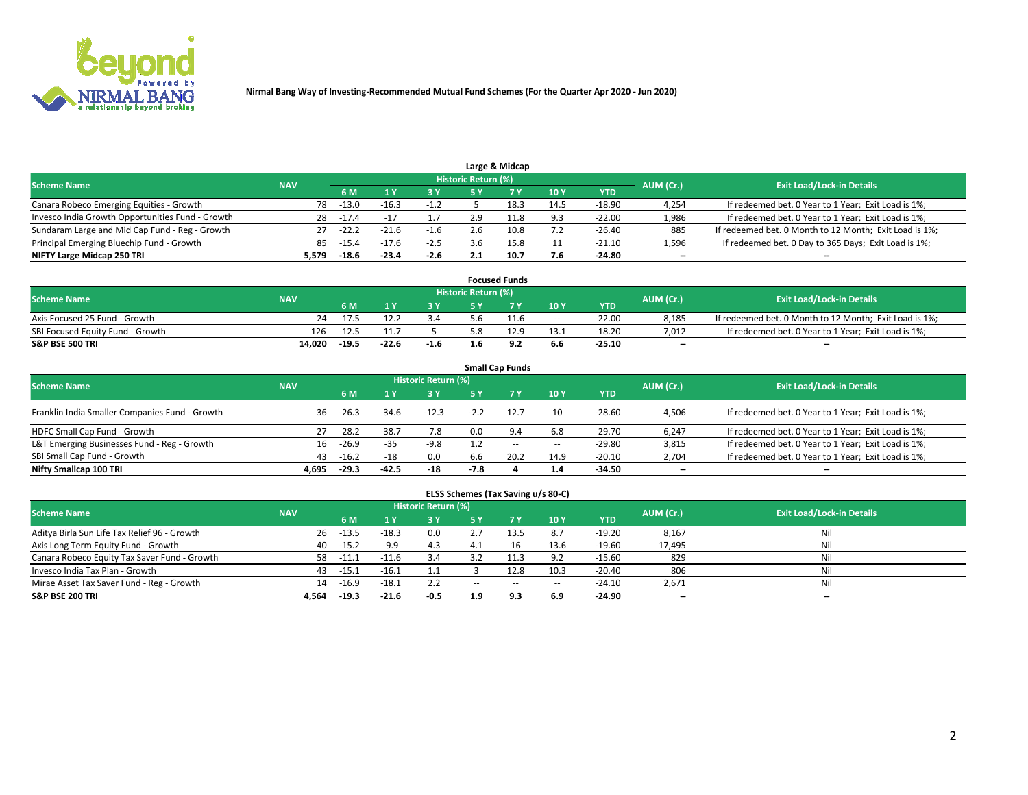Nirmal Bang Way of Investing-Recommended Mutual Fund Schemes (For the Quarter Apr 2020 - Jun 2020)

### Large & Midcap

| Scheme Name | NAV | Historic Return (%) | | | | | | | AUM (Cr.) | Exit Load/Lock-in Details |
|---|---|---|---|---|---|---|---|---|---|---|
| | | 6 M | 1 Y | 3 Y | 5 Y | 7 Y | 10 Y | YTD | | |
| Canara Robeco Emerging Equities - Growth | 78 | -13.0 | -16.3 | -1.2 | 5 | 18.3 | 14.5 | -18.90 | 4,254 | If redeemed bet. 0 Year to 1 Year; Exit Load is 1%; |
| Invesco India Growth Opportunities Fund - Growth | 28 | -17.4 | -17 | 1.7 | 2.9 | 11.8 | 9.3 | -22.00 | 1,986 | If redeemed bet. 0 Year to 1 Year; Exit Load is 1%; |
| Sundaram Large and Mid Cap Fund - Reg - Growth | 27 | -22.2 | -21.6 | -1.6 | 2.6 | 10.8 | 7.2 | -26.40 | 885 | If redeemed bet. 0 Month to 12 Month; Exit Load is 1%; |
| Principal Emerging Bluechip Fund - Growth | 85 | -15.4 | -17.6 | -2.5 | 3.6 | 15.8 | 11 | -21.10 | 1,596 | If redeemed bet. 0 Day to 365 Days; Exit Load is 1%; |
| **NIFTY Large Midcap 250 TRI** | **5,579** | **-18.6** | **-23.4** | **-2.6** | **2.1** | **10.7** | **7.6** | **-24.80** | **--** | **--** |

### Focused Funds

| Scheme Name | NAV | Historic Return (%) | | | | | | | AUM (Cr.) | Exit Load/Lock-in Details |
|---|---|---|---|---|---|---|---|---|---|---|
| | | 6 M | 1 Y | 3 Y | 5 Y | 7 Y | 10 Y | YTD | | |
| Axis Focused 25 Fund - Growth | 24 | -17.5 | -12.2 | 3.4 | 5.6 | 11.6 | -- | -22.00 | 8,185 | If redeemed bet. 0 Month to 12 Month; Exit Load is 1%; |
| SBI Focused Equity Fund - Growth | 126 | -12.5 | -11.7 | 5 | 5.8 | 12.9 | 13.1 | -18.20 | 7,012 | If redeemed bet. 0 Year to 1 Year; Exit Load is 1%; |
| **S&P BSE 500 TRI** | **14,020** | **-19.5** | **-22.6** | **-1.6** | **1.6** | **9.2** | **6.6** | **-25.10** | **--** | **--** |

### Small Cap Funds

| Scheme Name | NAV | Historic Return (%) | | | | | | | AUM (Cr.) | Exit Load/Lock-in Details |
|---|---|---|---|---|---|---|---|---|---|---|
| | | 6 M | 1 Y | 3 Y | 5 Y | 7 Y | 10 Y | YTD | | |
| Franklin India Smaller Companies Fund - Growth | 36 | -26.3 | -34.6 | -12.3 | -2.2 | 12.7 | 10 | -28.60 | 4,506 | If redeemed bet. 0 Year to 1 Year; Exit Load is 1%; |
| HDFC Small Cap Fund - Growth | 27 | -28.2 | -38.7 | -7.8 | 0.0 | 9.4 | 6.8 | -29.70 | 6,247 | If redeemed bet. 0 Year to 1 Year; Exit Load is 1%; |
| L&T Emerging Businesses Fund - Reg - Growth | 16 | -26.9 | -35 | -9.8 | 1.2 | -- | -- | -29.80 | 3,815 | If redeemed bet. 0 Year to 1 Year; Exit Load is 1%; |
| SBI Small Cap Fund - Growth | 43 | -16.2 | -18 | 0.0 | 6.6 | 20.2 | 14.9 | -20.10 | 2,704 | If redeemed bet. 0 Year to 1 Year; Exit Load is 1%; |
| **Nifty Smallcap 100 TRI** | **4,695** | **-29.3** | **-42.5** | **-18** | **-7.8** | **4** | **1.4** | **-34.50** | **--** | **--** |

### ELSS Schemes (Tax Saving u/s 80-C)

| Scheme Name | NAV | Historic Return (%) | | | | | | | AUM (Cr.) | Exit Load/Lock-in Details |
|---|---|---|---|---|---|---|---|---|---|---|
| | | 6 M | 1 Y | 3 Y | 5 Y | 7 Y | 10 Y | YTD | | |
| Aditya Birla Sun Life Tax Relief 96 - Growth | 26 | -13.5 | -18.3 | 0.0 | 2.7 | 13.5 | 8.7 | -19.20 | 8,167 | Nil |
| Axis Long Term Equity Fund - Growth | 40 | -15.2 | -9.9 | 4.3 | 4.1 | 16 | 13.6 | -19.60 | 17,495 | Nil |
| Canara Robeco Equity Tax Saver Fund - Growth | 58 | -11.1 | -11.6 | 3.4 | 3.2 | 11.3 | 9.2 | -15.60 | 829 | Nil |
| Invesco India Tax Plan - Growth | 43 | -15.1 | -16.1 | 1.1 | 3 | 12.8 | 10.3 | -20.40 | 806 | Nil |
| Mirae Asset Tax Saver Fund - Reg - Growth | 14 | -16.9 | -18.1 | 2.2 | -- | -- | -- | -24.10 | 2,671 | Nil |
| **S&P BSE 200 TRI** | **4,564** | **-19.3** | **-21.6** | **-0.5** | **1.9** | **9.3** | **6.9** | **-24.90** | **--** | **--** |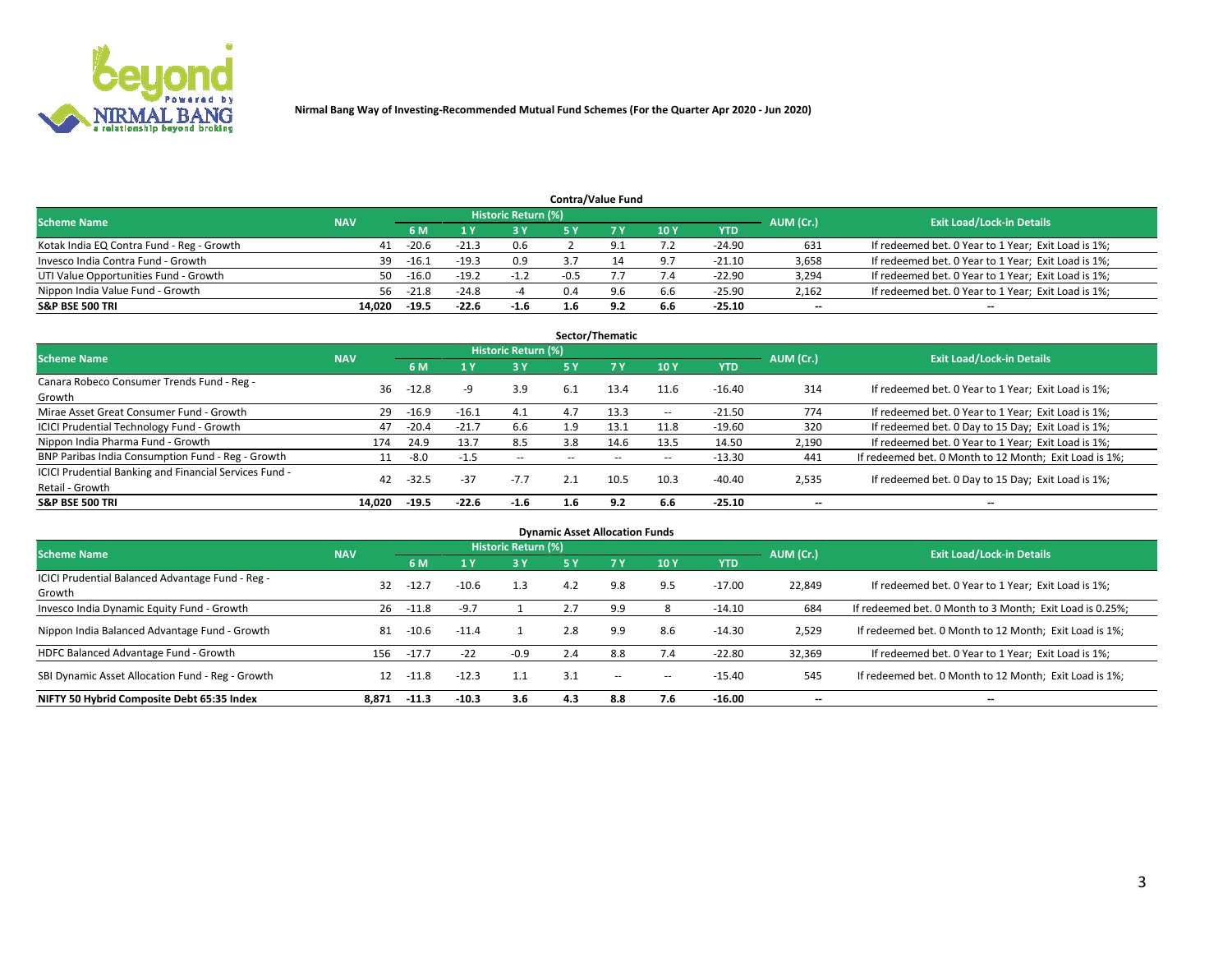Nirmal Bang Way of Investing-Recommended Mutual Fund Schemes (For the Quarter Apr 2020 - Jun 2020)

### Contra/Value Fund

| Scheme Name | NAV | Historic Return (%) | | | | | | | AUM (Cr.) | Exit Load/Lock-in Details |
|---|---|---|---|---|---|---|---|---|---|---|
| | | 6 M | 1 Y | 3 Y | 5 Y | 7 Y | 10 Y | YTD | | |
| Kotak India EQ Contra Fund - Reg - Growth | 41 | -20.6 | -21.3 | 0.6 | 2 | 9.1 | 7.2 | -24.90 | 631 | If redeemed bet. 0 Year to 1 Year; Exit Load is 1%; |
| Invesco India Contra Fund - Growth | 39 | -16.1 | -19.3 | 0.9 | 3.7 | 14 | 9.7 | -21.10 | 3,658 | If redeemed bet. 0 Year to 1 Year; Exit Load is 1%; |
| UTI Value Opportunities Fund - Growth | 50 | -16.0 | -19.2 | -1.2 | -0.5 | 7.7 | 7.4 | -22.90 | 3,294 | If redeemed bet. 0 Year to 1 Year; Exit Load is 1%; |
| Nippon India Value Fund - Growth | 56 | -21.8 | -24.8 | -4 | 0.4 | 9.6 | 6.6 | -25.90 | 2,162 | If redeemed bet. 0 Year to 1 Year; Exit Load is 1%; |
| **S&P BSE 500 TRI** | **14,020** | **-19.5** | **-22.6** | **-1.6** | **1.6** | **9.2** | **6.6** | **-25.10** | **--** | **--** |

### Sector/Thematic

| Scheme Name | NAV | Historic Return (%) | | | | | | | AUM (Cr.) | Exit Load/Lock-in Details |
|---|---|---|---|---|---|---|---|---|---|---|
| | | 6 M | 1 Y | 3 Y | 5 Y | 7 Y | 10 Y | YTD | | |
| Canara Robeco Consumer Trends Fund - Reg - Growth | 36 | -12.8 | -9 | 3.9 | 6.1 | 13.4 | 11.6 | -16.40 | 314 | If redeemed bet. 0 Year to 1 Year; Exit Load is 1%; |
| Mirae Asset Great Consumer Fund - Growth | 29 | -16.9 | -16.1 | 4.1 | 4.7 | 13.3 | -- | -21.50 | 774 | If redeemed bet. 0 Year to 1 Year; Exit Load is 1%; |
| ICICI Prudential Technology Fund - Growth | 47 | -20.4 | -21.7 | 6.6 | 1.9 | 13.1 | 11.8 | -19.60 | 320 | If redeemed bet. 0 Day to 15 Day; Exit Load is 1%; |
| Nippon India Pharma Fund - Growth | 174 | 24.9 | 13.7 | 8.5 | 3.8 | 14.6 | 13.5 | 14.50 | 2,190 | If redeemed bet. 0 Year to 1 Year; Exit Load is 1%; |
| BNP Paribas India Consumption Fund - Reg - Growth | 11 | -8.0 | -1.5 | -- | -- | -- | -- | -13.30 | 441 | If redeemed bet. 0 Month to 12 Month; Exit Load is 1%; |
| ICICI Prudential Banking and Financial Services Fund - Retail - Growth | 42 | -32.5 | -37 | -7.7 | 2.1 | 10.5 | 10.3 | -40.40 | 2,535 | If redeemed bet. 0 Day to 15 Day; Exit Load is 1%; |
| **S&P BSE 500 TRI** | **14,020** | **-19.5** | **-22.6** | **-1.6** | **1.6** | **9.2** | **6.6** | **-25.10** | **--** | **--** |

### Dynamic Asset Allocation Funds

| Scheme Name | NAV | Historic Return (%) | | | | | | | AUM (Cr.) | Exit Load/Lock-in Details |
|---|---|---|---|---|---|---|---|---|---|---|
| | | 6 M | 1 Y | 3 Y | 5 Y | 7 Y | 10 Y | YTD | | |
| ICICI Prudential Balanced Advantage Fund - Reg - Growth | 32 | -12.7 | -10.6 | 1.3 | 4.2 | 9.8 | 9.5 | -17.00 | 22,849 | If redeemed bet. 0 Year to 1 Year; Exit Load is 1%; |
| Invesco India Dynamic Equity Fund - Growth | 26 | -11.8 | -9.7 | 1 | 2.7 | 9.9 | 8 | -14.10 | 684 | If redeemed bet. 0 Month to 3 Month; Exit Load is 0.25%; |
| Nippon India Balanced Advantage Fund - Growth | 81 | -10.6 | -11.4 | 1 | 2.8 | 9.9 | 8.6 | -14.30 | 2,529 | If redeemed bet. 0 Month to 12 Month; Exit Load is 1%; |
| HDFC Balanced Advantage Fund - Growth | 156 | -17.7 | -22 | -0.9 | 2.4 | 8.8 | 7.4 | -22.80 | 32,369 | If redeemed bet. 0 Year to 1 Year; Exit Load is 1%; |
| SBI Dynamic Asset Allocation Fund - Reg - Growth | 12 | -11.8 | -12.3 | 1.1 | 3.1 | -- | -- | -15.40 | 545 | If redeemed bet. 0 Month to 12 Month; Exit Load is 1%; |
| **NIFTY 50 Hybrid Composite Debt 65:35 Index** | **8,871** | **-11.3** | **-10.3** | **3.6** | **4.3** | **8.8** | **7.6** | **-16.00** | **--** | **--** |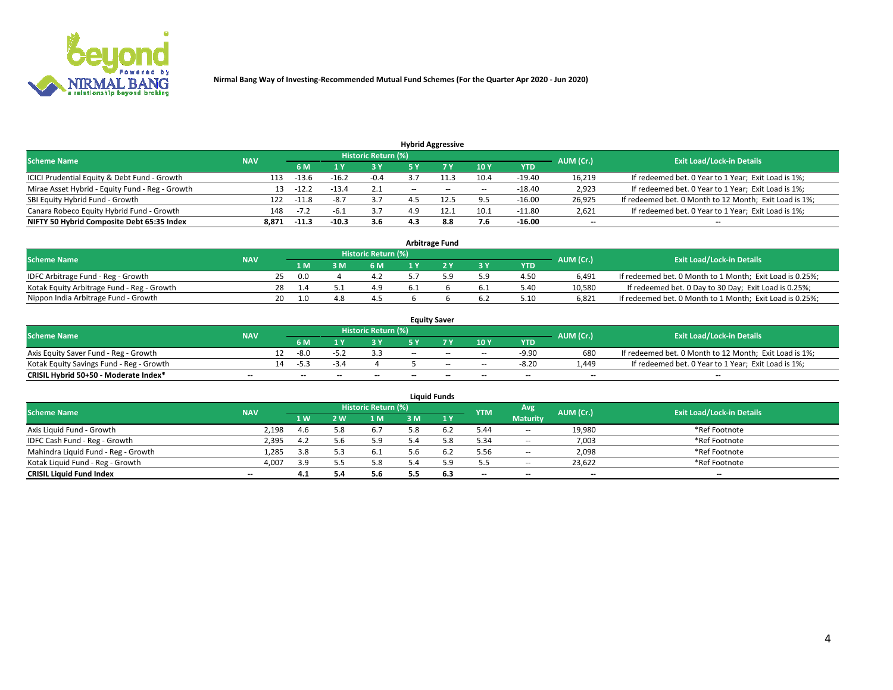Nirmal Bang Way of Investing-Recommended Mutual Fund Schemes (For the Quarter Apr 2020 - Jun 2020)

## Hybrid Aggressive

| Scheme Name | NAV | Historic Return (%) | | | | | | | AUM (Cr.) | Exit Load/Lock-in Details |
|---|---|---|---|---|---|---|---|---|---|---|
| | | 6 M | 1 Y | 3 Y | 5 Y | 7 Y | 10 Y | YTD | | |
| ICICI Prudential Equity & Debt Fund - Growth | 113 | -13.6 | -16.2 | -0.4 | 3.7 | 11.3 | 10.4 | -19.40 | 16,219 | If redeemed bet. 0 Year to 1 Year; Exit Load is 1%; |
| Mirae Asset Hybrid - Equity Fund - Reg - Growth | 13 | -12.2 | -13.4 | 2.1 | -- | -- | -- | -18.40 | 2,923 | If redeemed bet. 0 Year to 1 Year; Exit Load is 1%; |
| SBI Equity Hybrid Fund - Growth | 122 | -11.8 | -8.7 | 3.7 | 4.5 | 12.5 | 9.5 | -16.00 | 26,925 | If redeemed bet. 0 Month to 12 Month; Exit Load is 1%; |
| Canara Robeco Equity Hybrid Fund - Growth | 148 | -7.2 | -6.1 | 3.7 | 4.9 | 12.1 | 10.1 | -11.80 | 2,621 | If redeemed bet. 0 Year to 1 Year; Exit Load is 1%; |
| **NIFTY 50 Hybrid Composite Debt 65:35 Index** | **8,871** | **-11.3** | **-10.3** | **3.6** | **4.3** | **8.8** | **7.6** | **-16.00** | **--** | **--** |

## Arbitrage Fund

| Scheme Name | NAV | Historic Return (%) | | | | | | | AUM (Cr.) | Exit Load/Lock-in Details |
|---|---|---|---|---|---|---|---|---|---|---|
| | | 1 M | 3 M | 6 M | 1 Y | 2 Y | 3 Y | YTD | | |
| IDFC Arbitrage Fund - Reg - Growth | 25 | 0.0 | 4 | 4.2 | 5.7 | 5.9 | 5.9 | 4.50 | 6,491 | If redeemed bet. 0 Month to 1 Month; Exit Load is 0.25%; |
| Kotak Equity Arbitrage Fund - Reg - Growth | 28 | 1.4 | 5.1 | 4.9 | 6.1 | 6 | 6.1 | 5.40 | 10,580 | If redeemed bet. 0 Day to 30 Day; Exit Load is 0.25%; |
| Nippon India Arbitrage Fund - Growth | 20 | 1.0 | 4.8 | 4.5 | 6 | 6 | 6.2 | 5.10 | 6,821 | If redeemed bet. 0 Month to 1 Month; Exit Load is 0.25%; |

## Equity Saver

| Scheme Name | NAV | Historic Return (%) | | | | | | | AUM (Cr.) | Exit Load/Lock-in Details |
|---|---|---|---|---|---|---|---|---|---|---|
| | | 6 M | 1 Y | 3 Y | 5 Y | 7 Y | 10 Y | YTD | | |
| Axis Equity Saver Fund - Reg - Growth | 12 | -8.0 | -5.2 | 3.3 | -- | -- | -- | -9.90 | 680 | If redeemed bet. 0 Month to 12 Month; Exit Load is 1%; |
| Kotak Equity Savings Fund - Reg - Growth | 14 | -5.3 | -3.4 | 4 | 5 | -- | -- | -8.20 | 1,449 | If redeemed bet. 0 Year to 1 Year; Exit Load is 1%; |
| **CRISIL Hybrid 50+50 - Moderate Index*** | **--** | **--** | **--** | **--** | **--** | **--** | **--** | **--** | **--** | **--** |

## Liquid Funds

| Scheme Name | NAV | Historic Return (%) | | | | | YTM | Avg Maturity | AUM (Cr.) | Exit Load/Lock-in Details |
|---|---|---|---|---|---|---|---|---|---|---|
| | | 1 W | 2 W | 1 M | 3 M | 1 Y | | | | |
| Axis Liquid Fund - Growth | 2,198 | 4.6 | 5.8 | 6.7 | 5.8 | 6.2 | 5.44 | -- | 19,980 | *Ref Footnote |
| IDFC Cash Fund - Reg - Growth | 2,395 | 4.2 | 5.6 | 5.9 | 5.4 | 5.8 | 5.34 | -- | 7,003 | *Ref Footnote |
| Mahindra Liquid Fund - Reg - Growth | 1,285 | 3.8 | 5.3 | 6.1 | 5.6 | 6.2 | 5.56 | -- | 2,098 | *Ref Footnote |
| Kotak Liquid Fund - Reg - Growth | 4,007 | 3.9 | 5.5 | 5.8 | 5.4 | 5.9 | 5.5 | -- | 23,622 | *Ref Footnote |
| **CRISIL Liquid Fund Index** | **--** | **4.1** | **5.4** | **5.6** | **5.5** | **6.3** | **--** | **--** | **--** | **--** |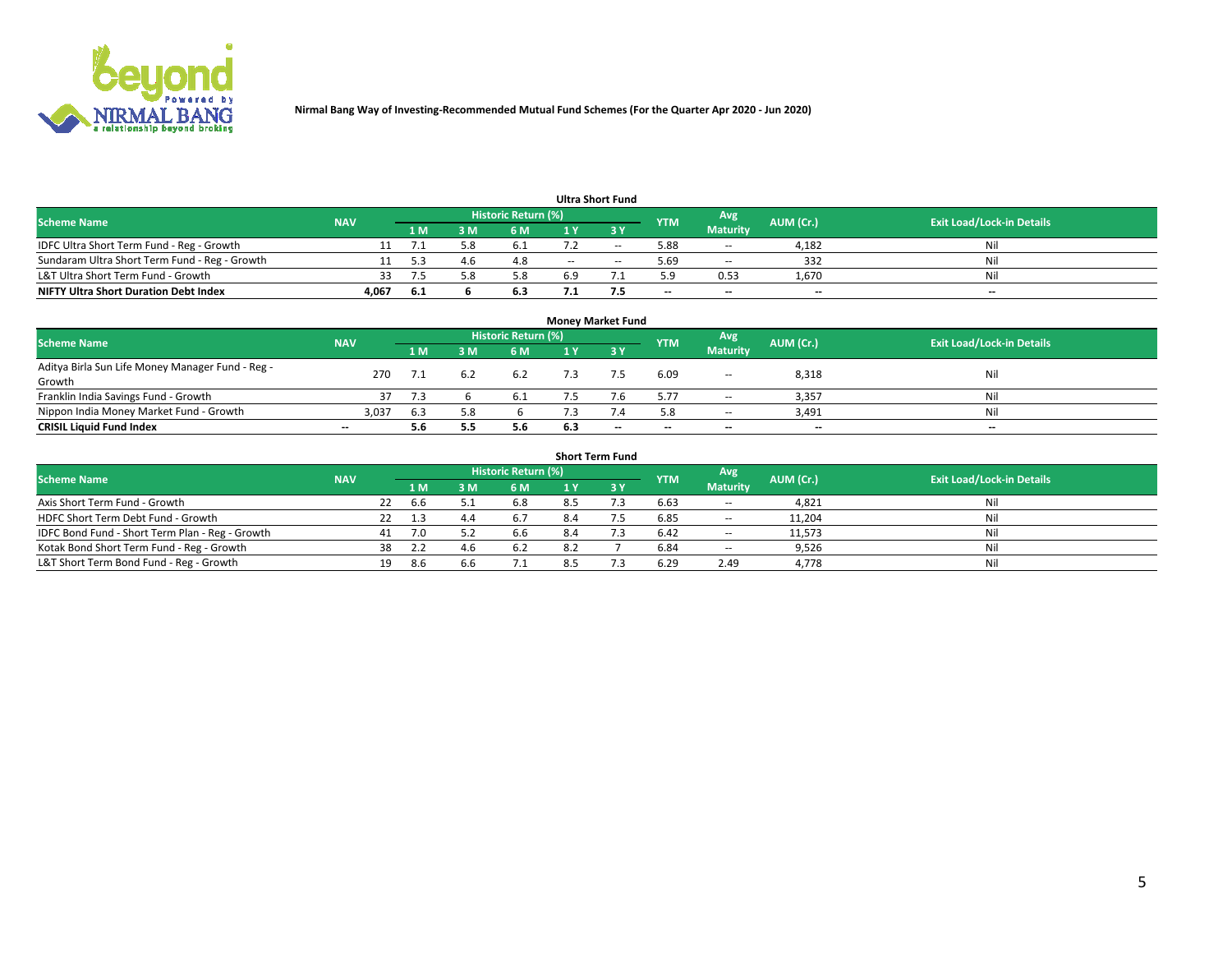**Nirmal Bang Way of Investing-Recommended Mutual Fund Schemes (For the Quarter Apr 2020 - Jun 2020)**

### Ultra Short Fund

| Scheme Name | NAV | Historic Return (%) | | | | | YTM | Avg Maturity | AUM (Cr.) | Exit Load/Lock-in Details |
|---|---|---|---|---|---|---|---|---|---|---|
| | | 1 M | 3 M | 6 M | 1 Y | 3 Y | | | | |
| IDFC Ultra Short Term Fund - Reg - Growth | 11 | 7.1 | 5.8 | 6.1 | 7.2 | -- | 5.88 | -- | 4,182 | Nil |
| Sundaram Ultra Short Term Fund - Reg - Growth | 11 | 5.3 | 4.6 | 4.8 | -- | -- | 5.69 | -- | 332 | Nil |
| L&T Ultra Short Term Fund - Growth | 33 | 7.5 | 5.8 | 5.8 | 6.9 | 7.1 | 5.9 | 0.53 | 1,670 | Nil |
| **NIFTY Ultra Short Duration Debt Index** | **4,067** | **6.1** | **6** | **6.3** | **7.1** | **7.5** | **--** | **--** | **--** | **--** |

### Money Market Fund

| Scheme Name | NAV | Historic Return (%) | | | | | YTM | Avg Maturity | AUM (Cr.) | Exit Load/Lock-in Details |
|---|---|---|---|---|---|---|---|---|---|---|
| | | 1 M | 3 M | 6 M | 1 Y | 3 Y | | | | |
| Aditya Birla Sun Life Money Manager Fund - Reg - Growth | 270 | 7.1 | 6.2 | 6.2 | 7.3 | 7.5 | 6.09 | -- | 8,318 | Nil |
| Franklin India Savings Fund - Growth | 37 | 7.3 | 6 | 6.1 | 7.5 | 7.6 | 5.77 | -- | 3,357 | Nil |
| Nippon India Money Market Fund - Growth | 3,037 | 6.3 | 5.8 | 6 | 7.3 | 7.4 | 5.8 | -- | 3,491 | Nil |
| **CRISIL Liquid Fund Index** | **--** | **5.6** | **5.5** | **5.6** | **6.3** | **--** | **--** | **--** | **--** | **--** |

### Short Term Fund

| Scheme Name | NAV | Historic Return (%) | | | | | YTM | Avg Maturity | AUM (Cr.) | Exit Load/Lock-in Details |
|---|---|---|---|---|---|---|---|---|---|---|
| | | 1 M | 3 M | 6 M | 1 Y | 3 Y | | | | |
| Axis Short Term Fund - Growth | 22 | 6.6 | 5.1 | 6.8 | 8.5 | 7.3 | 6.63 | -- | 4,821 | Nil |
| HDFC Short Term Debt Fund - Growth | 22 | 1.3 | 4.4 | 6.7 | 8.4 | 7.5 | 6.85 | -- | 11,204 | Nil |
| IDFC Bond Fund - Short Term Plan - Reg - Growth | 41 | 7.0 | 5.2 | 6.6 | 8.4 | 7.3 | 6.42 | -- | 11,573 | Nil |
| Kotak Bond Short Term Fund - Reg - Growth | 38 | 2.2 | 4.6 | 6.2 | 8.2 | 7 | 6.84 | -- | 9,526 | Nil |
| L&T Short Term Bond Fund - Reg - Growth | 19 | 8.6 | 6.6 | 7.1 | 8.5 | 7.3 | 6.29 | 2.49 | 4,778 | Nil |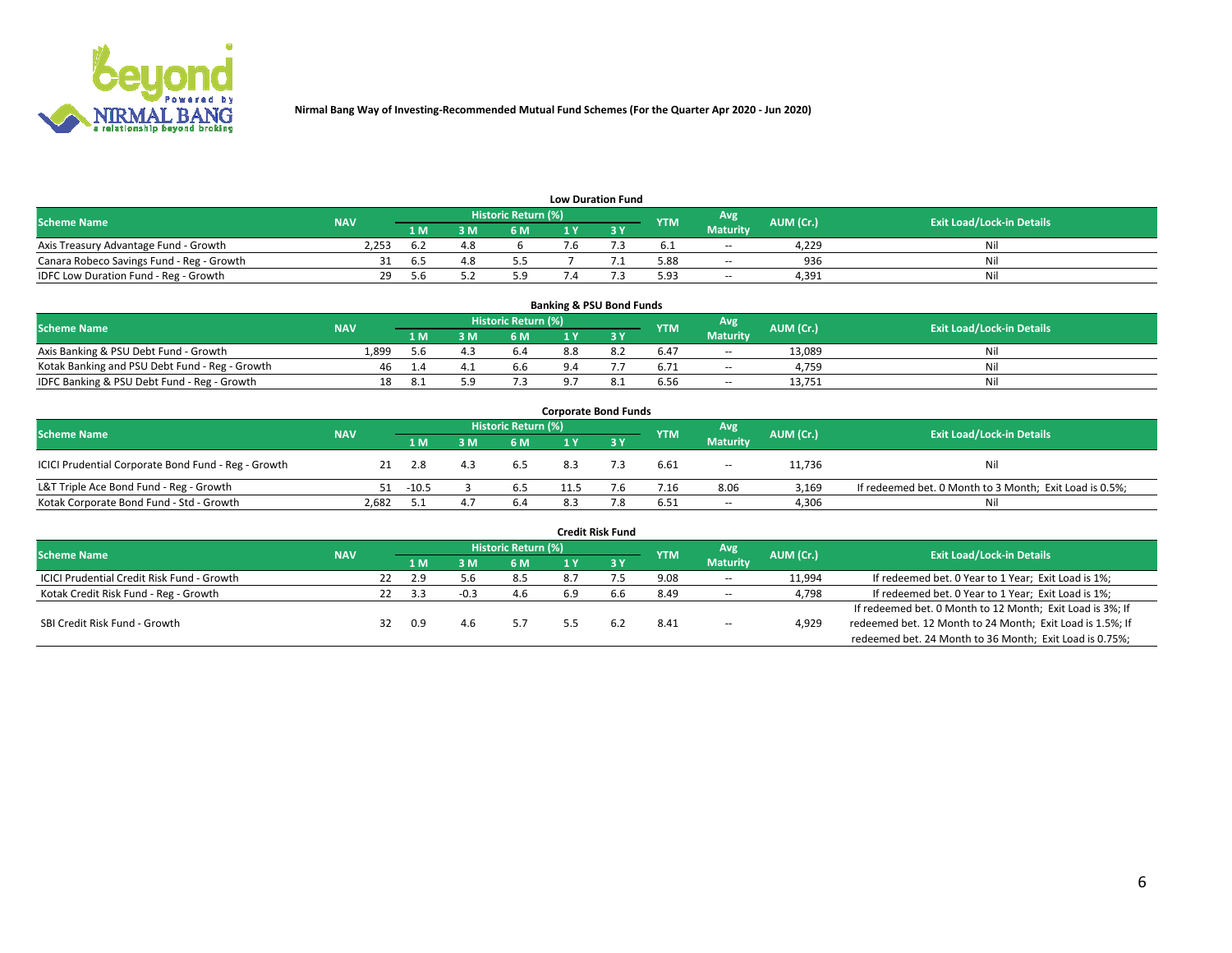Nirmal Bang Way of Investing-Recommended Mutual Fund Schemes (For the Quarter Apr 2020 - Jun 2020)

## Low Duration Fund

| Scheme Name | NAV | Historic Return (%) | | | | | YTM | Avg Maturity | AUM (Cr.) | Exit Load/Lock-in Details |
|---|---|---|---|---|---|---|---|---|---|---|
| | | 1 M | 3 M | 6 M | 1 Y | 3 Y | | | | |
| Axis Treasury Advantage Fund - Growth | 2,253 | 6.2 | 4.8 | 6 | 7.6 | 7.3 | 6.1 | -- | 4,229 | Nil |
| Canara Robeco Savings Fund - Reg - Growth | 31 | 6.5 | 4.8 | 5.5 | 7 | 7.1 | 5.88 | -- | 936 | Nil |
| IDFC Low Duration Fund - Reg - Growth | 29 | 5.6 | 5.2 | 5.9 | 7.4 | 7.3 | 5.93 | -- | 4,391 | Nil |

## Banking & PSU Bond Funds

| Scheme Name | NAV | Historic Return (%) | | | | | YTM | Avg Maturity | AUM (Cr.) | Exit Load/Lock-in Details |
|---|---|---|---|---|---|---|---|---|---|---|
| | | 1 M | 3 M | 6 M | 1 Y | 3 Y | | | | |
| Axis Banking & PSU Debt Fund - Growth | 1,899 | 5.6 | 4.3 | 6.4 | 8.8 | 8.2 | 6.47 | -- | 13,089 | Nil |
| Kotak Banking and PSU Debt Fund - Reg - Growth | 46 | 1.4 | 4.1 | 6.6 | 9.4 | 7.7 | 6.71 | -- | 4,759 | Nil |
| IDFC Banking & PSU Debt Fund - Reg - Growth | 18 | 8.1 | 5.9 | 7.3 | 9.7 | 8.1 | 6.56 | -- | 13,751 | Nil |

## Corporate Bond Funds

| Scheme Name | NAV | Historic Return (%) | | | | | YTM | Avg Maturity | AUM (Cr.) | Exit Load/Lock-in Details |
|---|---|---|---|---|---|---|---|---|---|---|
| | | 1 M | 3 M | 6 M | 1 Y | 3 Y | | | | |
| ICICI Prudential Corporate Bond Fund - Reg - Growth | 21 | 2.8 | 4.3 | 6.5 | 8.3 | 7.3 | 6.61 | -- | 11,736 | Nil |
| L&T Triple Ace Bond Fund - Reg - Growth | 51 | -10.5 | 3 | 6.5 | 11.5 | 7.6 | 7.16 | 8.06 | 3,169 | If redeemed bet. 0 Month to 3 Month; Exit Load is 0.5%; |
| Kotak Corporate Bond Fund - Std - Growth | 2,682 | 5.1 | 4.7 | 6.4 | 8.3 | 7.8 | 6.51 | -- | 4,306 | Nil |

## Credit Risk Fund

| Scheme Name | NAV | Historic Return (%) | | | | | YTM | Avg Maturity | AUM (Cr.) | Exit Load/Lock-in Details |
|---|---|---|---|---|---|---|---|---|---|---|
| | | 1 M | 3 M | 6 M | 1 Y | 3 Y | | | | |
| ICICI Prudential Credit Risk Fund - Growth | 22 | 2.9 | 5.6 | 8.5 | 8.7 | 7.5 | 9.08 | -- | 11,994 | If redeemed bet. 0 Year to 1 Year; Exit Load is 1%; |
| Kotak Credit Risk Fund - Reg - Growth | 22 | 3.3 | -0.3 | 4.6 | 6.9 | 6.6 | 8.49 | -- | 4,798 | If redeemed bet. 0 Year to 1 Year; Exit Load is 1%; |
| SBI Credit Risk Fund - Growth | 32 | 0.9 | 4.6 | 5.7 | 5.5 | 6.2 | 8.41 | -- | 4,929 | If redeemed bet. 0 Month to 12 Month; Exit Load is 3%; If redeemed bet. 12 Month to 24 Month; Exit Load is 1.5%; If redeemed bet. 24 Month to 36 Month; Exit Load is 0.75%; |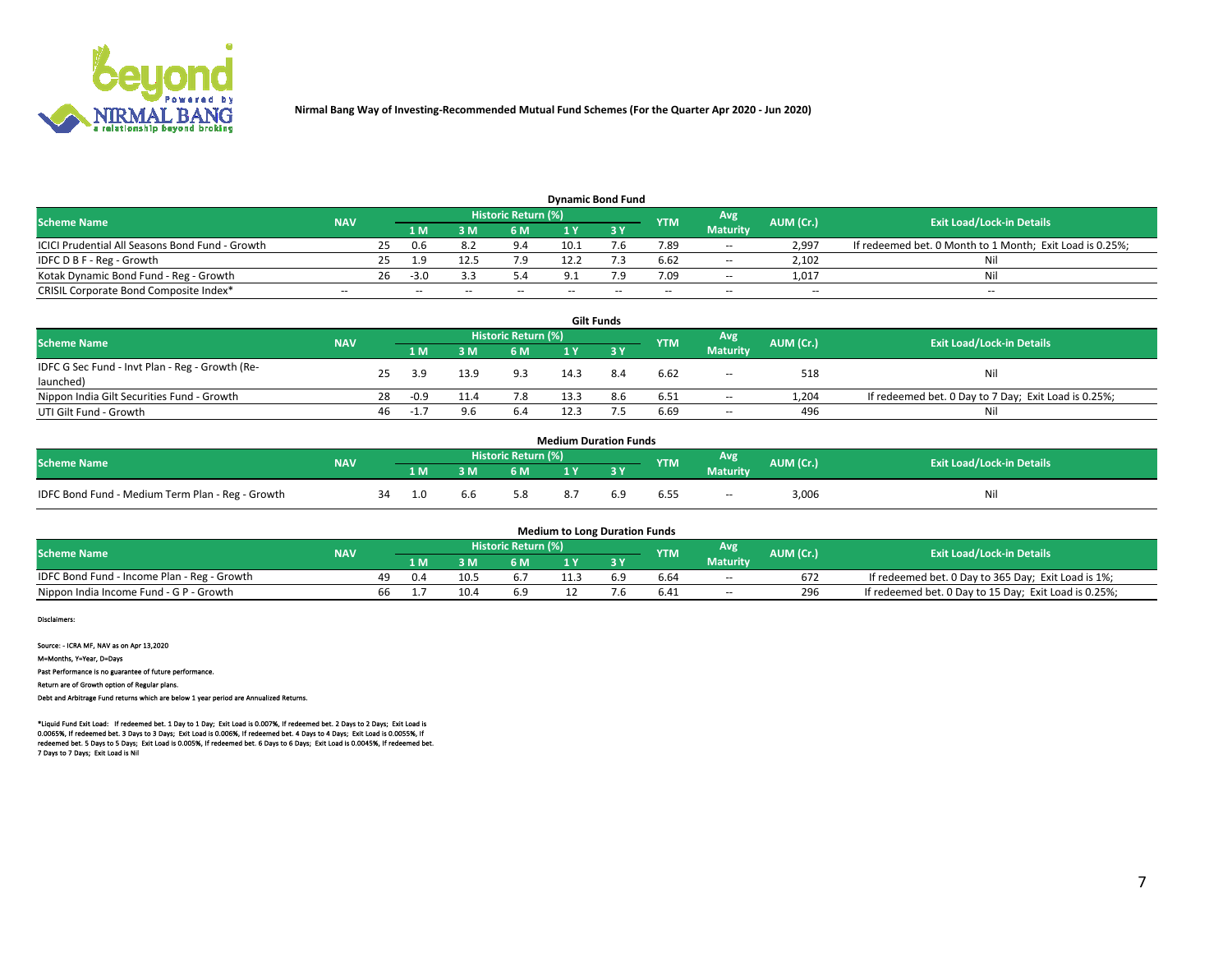Nirmal Bang Way of Investing-Recommended Mutual Fund Schemes (For the Quarter Apr 2020 - Jun 2020)

### Dynamic Bond Fund

| Scheme Name | NAV | Historic Return (%) | | | | | YTM | Avg Maturity | AUM (Cr.) | Exit Load/Lock-in Details |
|---|---|---|---|---|---|---|---|---|---|---|
| | | 1 M | 3 M | 6 M | 1 Y | 3 Y | | | | |
| ICICI Prudential All Seasons Bond Fund - Growth | 25 | 0.6 | 8.2 | 9.4 | 10.1 | 7.6 | 7.89 | -- | 2,997 | If redeemed bet. 0 Month to 1 Month; Exit Load is 0.25%; |
| IDFC D B F - Reg - Growth | 25 | 1.9 | 12.5 | 7.9 | 12.2 | 7.3 | 6.62 | -- | 2,102 | Nil |
| Kotak Dynamic Bond Fund - Reg - Growth | 26 | -3.0 | 3.3 | 5.4 | 9.1 | 7.9 | 7.09 | -- | 1,017 | Nil |
| CRISIL Corporate Bond Composite Index* | -- | -- | -- | -- | -- | -- | -- | -- | -- | -- |

### Gilt Funds

| Scheme Name | NAV | Historic Return (%) | | | | | YTM | Avg Maturity | AUM (Cr.) | Exit Load/Lock-in Details |
|---|---|---|---|---|---|---|---|---|---|---|
| | | 1 M | 3 M | 6 M | 1 Y | 3 Y | | | | |
| IDFC G Sec Fund - Invt Plan - Reg - Growth (Re-launched) | 25 | 3.9 | 13.9 | 9.3 | 14.3 | 8.4 | 6.62 | -- | 518 | Nil |
| Nippon India Gilt Securities Fund - Growth | 28 | -0.9 | 11.4 | 7.8 | 13.3 | 8.6 | 6.51 | -- | 1,204 | If redeemed bet. 0 Day to 7 Day; Exit Load is 0.25%; |
| UTI Gilt Fund - Growth | 46 | -1.7 | 9.6 | 6.4 | 12.3 | 7.5 | 6.69 | -- | 496 | Nil |

### Medium Duration Funds

| Scheme Name | NAV | Historic Return (%) | | | | | YTM | Avg Maturity | AUM (Cr.) | Exit Load/Lock-in Details |
|---|---|---|---|---|---|---|---|---|---|---|
| | | 1 M | 3 M | 6 M | 1 Y | 3 Y | | | | |
| IDFC Bond Fund - Medium Term Plan - Reg - Growth | 34 | 1.0 | 6.6 | 5.8 | 8.7 | 6.9 | 6.55 | -- | 3,006 | Nil |

### Medium to Long Duration Funds

| Scheme Name | NAV | Historic Return (%) | | | | | YTM | Avg Maturity | AUM (Cr.) | Exit Load/Lock-in Details |
|---|---|---|---|---|---|---|---|---|---|---|
| | | 1 M | 3 M | 6 M | 1 Y | 3 Y | | | | |
| IDFC Bond Fund - Income Plan - Reg - Growth | 49 | 0.4 | 10.5 | 6.7 | 11.3 | 6.9 | 6.64 | -- | 672 | If redeemed bet. 0 Day to 365 Day; Exit Load is 1%; |
| Nippon India Income Fund - G P - Growth | 66 | 1.7 | 10.4 | 6.9 | 12 | 7.6 | 6.41 | -- | 296 | If redeemed bet. 0 Day to 15 Day; Exit Load is 0.25%; |

Disclaimers:

Source: - ICRA MF, NAV as on Apr 13,2020

M=Months, Y=Year, D=Days

Past Performance is no guarantee of future performance.

Return are of Growth option of Regular plans.

Debt and Arbitrage Fund returns which are below 1 year period are Annualized Returns.

*Liquid Fund Exit Load: If redeemed bet. 1 Day to 1 Day; Exit Load is 0.007%, If redeemed bet. 2 Days to 2 Days; Exit Load is 0.0065%, If redeemed bet. 3 Days to 3 Days; Exit Load is 0.006%, If redeemed bet. 4 Days to 4 Days; Exit Load is 0.0055%, If redeemed bet. 5 Days to 5 Days; Exit Load is 0.005%, If redeemed bet. 6 Days to 6 Days; Exit Load is 0.0045%, If redeemed bet. 7 Days to 7 Days; Exit Load is Nil